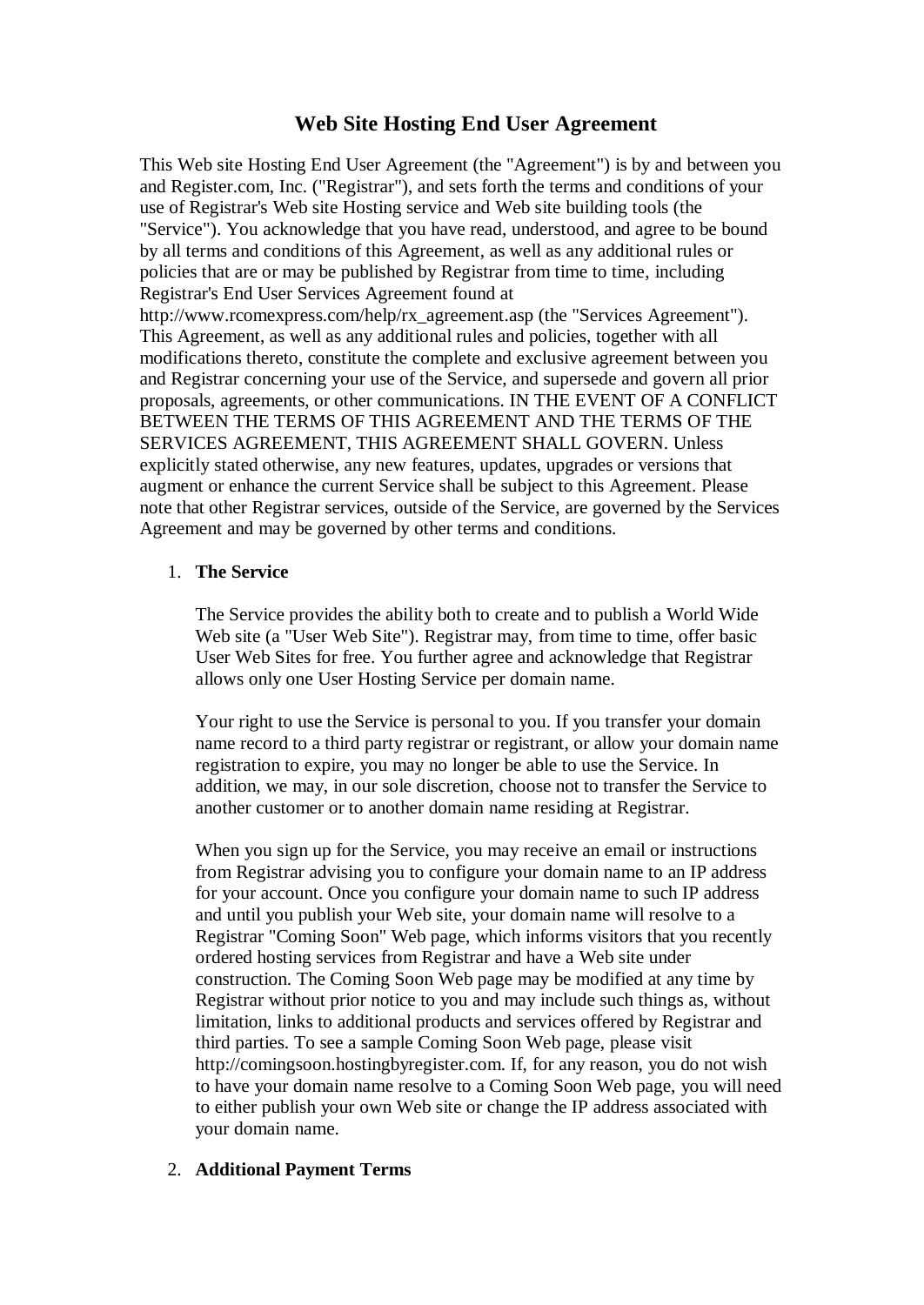# Web Site Hosting End User Agreement

This Web site Hosting End User Agreement (the "Agreement") is by and between you and Register.com, Inc. ("Registrar"), and sets forth the terms and conditions of your use of Registrar's Web site Hosting service and Web site building tools (the "Service"). You acknowledge that you have read, understood, and agree to be bound by all terms and conditions of this Agreement, as well as any additional rules or policies that are or may be published by Registrar from time to time, including Registrar's End User Services Agreement found at http://www.rcomexpress.com/help/rx_agreement.asp (the "Services Agreement"). This Agreement, as well as any additional rules and policies, together with all modifications thereto, constitute the complete and exclusive agreement between you and Registrar concerning your use of the Service, and supersede and govern all prior proposals, agreements, or other communications. IN THE EVENT OF A CONFLICT BETWEEN THE TERMS OF THIS AGREEMENT AND THE TERMS OF THE SERVICES AGREEMENT, THIS AGREEMENT SHALL GOVERN. Unless explicitly stated otherwise, any new features, updates, upgrades or versions that augment or enhance the current Service shall be subject to this Agreement. Please note that other Registrar services, outside of the Service, are governed by the Services Agreement and may be governed by other terms and conditions.

1. **The Service**

   The Service provides the ability both to create and to publish a World Wide Web site (a "User Web Site"). Registrar may, from time to time, offer basic User Web Sites for free. You further agree and acknowledge that Registrar allows only one User Hosting Service per domain name.

   Your right to use the Service is personal to you. If you transfer your domain name record to a third party registrar or registrant, or allow your domain name registration to expire, you may no longer be able to use the Service. In addition, we may, in our sole discretion, choose not to transfer the Service to another customer or to another domain name residing at Registrar.

   When you sign up for the Service, you may receive an email or instructions from Registrar advising you to configure your domain name to an IP address for your account. Once you configure your domain name to such IP address and until you publish your Web site, your domain name will resolve to a Registrar "Coming Soon" Web page, which informs visitors that you recently ordered hosting services from Registrar and have a Web site under construction. The Coming Soon Web page may be modified at any time by Registrar without prior notice to you and may include such things as, without limitation, links to additional products and services offered by Registrar and third parties. To see a sample Coming Soon Web page, please visit http://comingsoon.hostingbyregister.com. If, for any reason, you do not wish to have your domain name resolve to a Coming Soon Web page, you will need to either publish your own Web site or change the IP address associated with your domain name.

2. **Additional Payment Terms**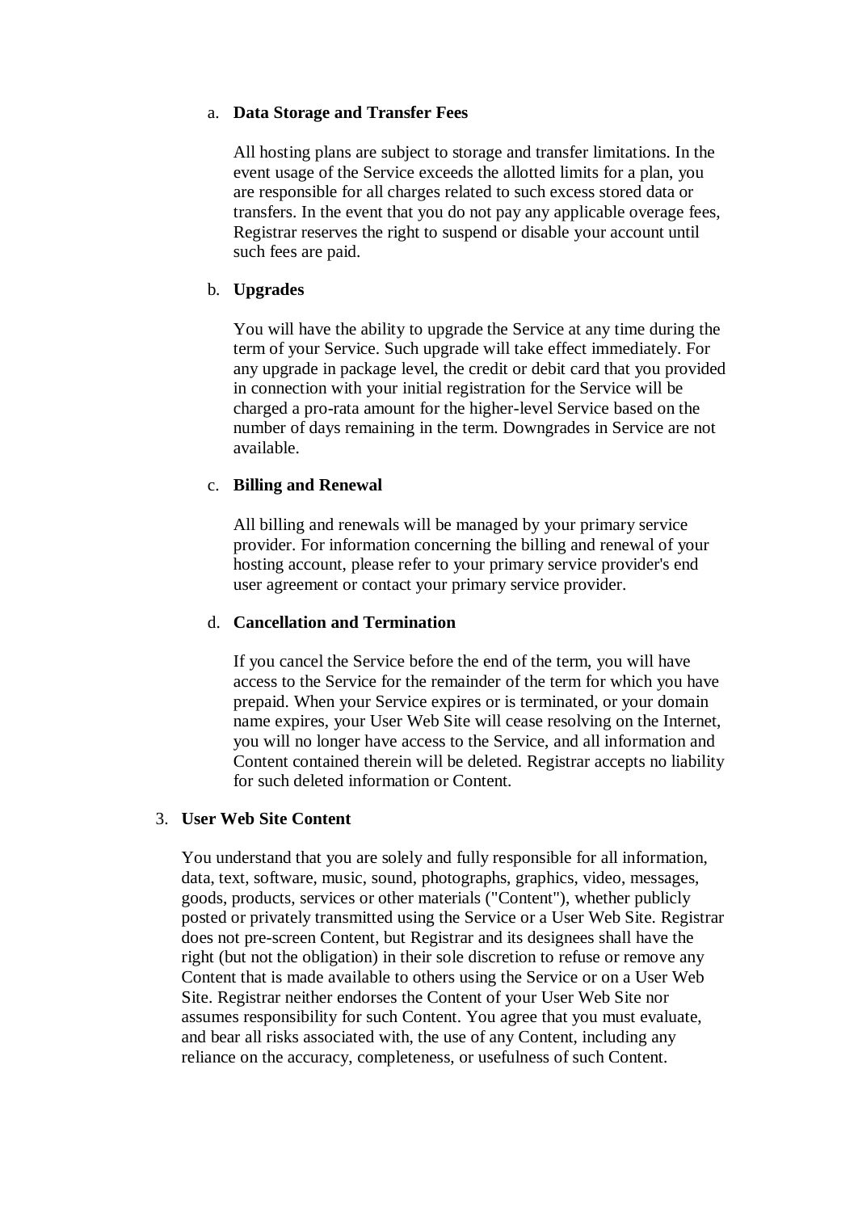a. **Data Storage and Transfer Fees**

   All hosting plans are subject to storage and transfer limitations. In the event usage of the Service exceeds the allotted limits for a plan, you are responsible for all charges related to such excess stored data or transfers. In the event that you do not pay any applicable overage fees, Registrar reserves the right to suspend or disable your account until such fees are paid.

b. **Upgrades**

   You will have the ability to upgrade the Service at any time during the term of your Service. Such upgrade will take effect immediately. For any upgrade in package level, the credit or debit card that you provided in connection with your initial registration for the Service will be charged a pro-rata amount for the higher-level Service based on the number of days remaining in the term. Downgrades in Service are not available.

c. **Billing and Renewal**

   All billing and renewals will be managed by your primary service provider. For information concerning the billing and renewal of your hosting account, please refer to your primary service provider's end user agreement or contact your primary service provider.

d. **Cancellation and Termination**

   If you cancel the Service before the end of the term, you will have access to the Service for the remainder of the term for which you have prepaid. When your Service expires or is terminated, or your domain name expires, your User Web Site will cease resolving on the Internet, you will no longer have access to the Service, and all information and Content contained therein will be deleted. Registrar accepts no liability for such deleted information or Content.

3. **User Web Site Content**

   You understand that you are solely and fully responsible for all information, data, text, software, music, sound, photographs, graphics, video, messages, goods, products, services or other materials ("Content"), whether publicly posted or privately transmitted using the Service or a User Web Site. Registrar does not pre-screen Content, but Registrar and its designees shall have the right (but not the obligation) in their sole discretion to refuse or remove any Content that is made available to others using the Service or on a User Web Site. Registrar neither endorses the Content of your User Web Site nor assumes responsibility for such Content. You agree that you must evaluate, and bear all risks associated with, the use of any Content, including any reliance on the accuracy, completeness, or usefulness of such Content.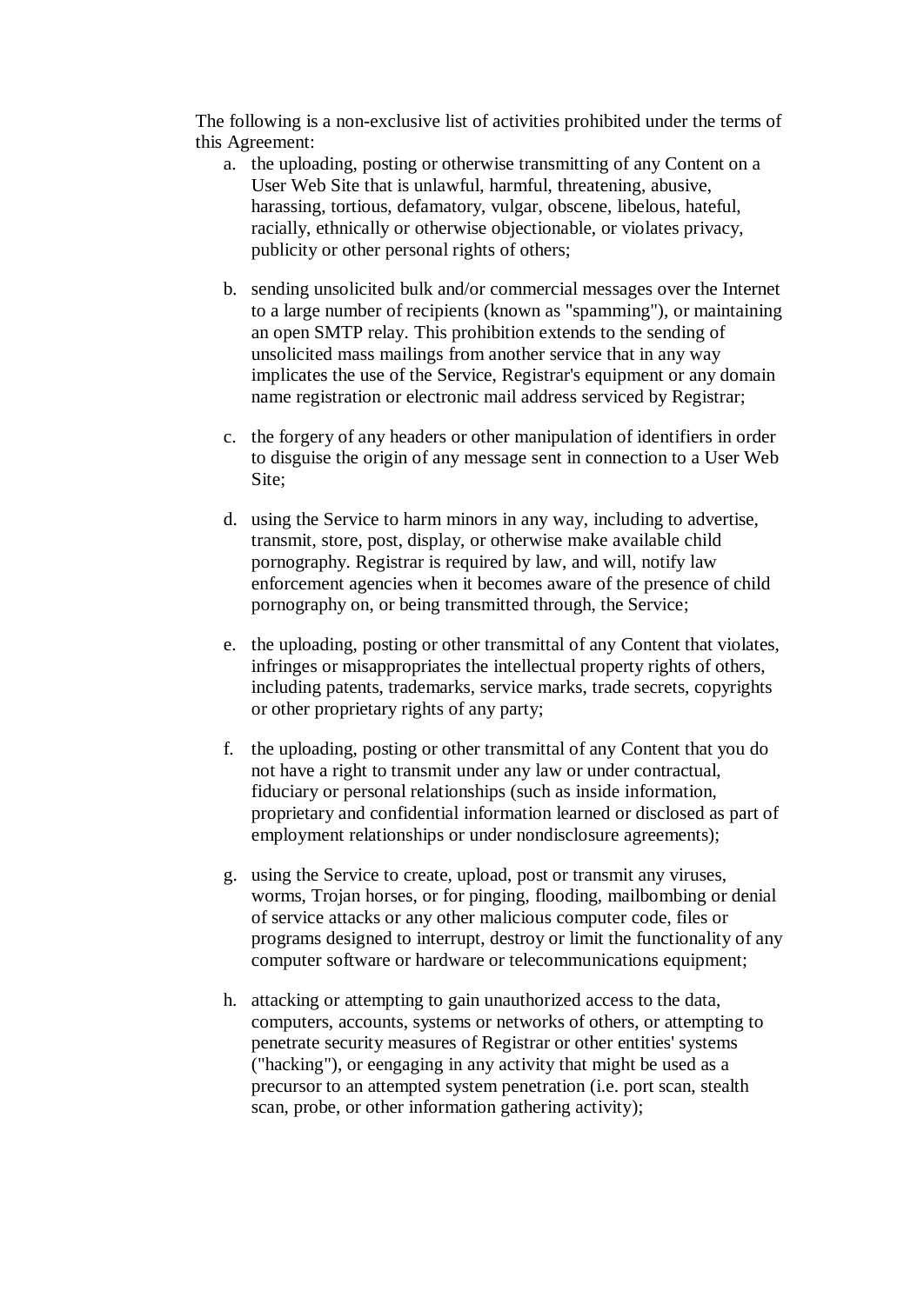The following is a non-exclusive list of activities prohibited under the terms of this Agreement:

a. the uploading, posting or otherwise transmitting of any Content on a User Web Site that is unlawful, harmful, threatening, abusive, harassing, tortious, defamatory, vulgar, obscene, libelous, hateful, racially, ethnically or otherwise objectionable, or violates privacy, publicity or other personal rights of others;

b. sending unsolicited bulk and/or commercial messages over the Internet to a large number of recipients (known as "spamming"), or maintaining an open SMTP relay. This prohibition extends to the sending of unsolicited mass mailings from another service that in any way implicates the use of the Service, Registrar's equipment or any domain name registration or electronic mail address serviced by Registrar;

c. the forgery of any headers or other manipulation of identifiers in order to disguise the origin of any message sent in connection to a User Web Site;

d. using the Service to harm minors in any way, including to advertise, transmit, store, post, display, or otherwise make available child pornography. Registrar is required by law, and will, notify law enforcement agencies when it becomes aware of the presence of child pornography on, or being transmitted through, the Service;

e. the uploading, posting or other transmittal of any Content that violates, infringes or misappropriates the intellectual property rights of others, including patents, trademarks, service marks, trade secrets, copyrights or other proprietary rights of any party;

f. the uploading, posting or other transmittal of any Content that you do not have a right to transmit under any law or under contractual, fiduciary or personal relationships (such as inside information, proprietary and confidential information learned or disclosed as part of employment relationships or under nondisclosure agreements);

g. using the Service to create, upload, post or transmit any viruses, worms, Trojan horses, or for pinging, flooding, mailbombing or denial of service attacks or any other malicious computer code, files or programs designed to interrupt, destroy or limit the functionality of any computer software or hardware or telecommunications equipment;

h. attacking or attempting to gain unauthorized access to the data, computers, accounts, systems or networks of others, or attempting to penetrate security measures of Registrar or other entities' systems ("hacking"), or eengaging in any activity that might be used as a precursor to an attempted system penetration (i.e. port scan, stealth scan, probe, or other information gathering activity);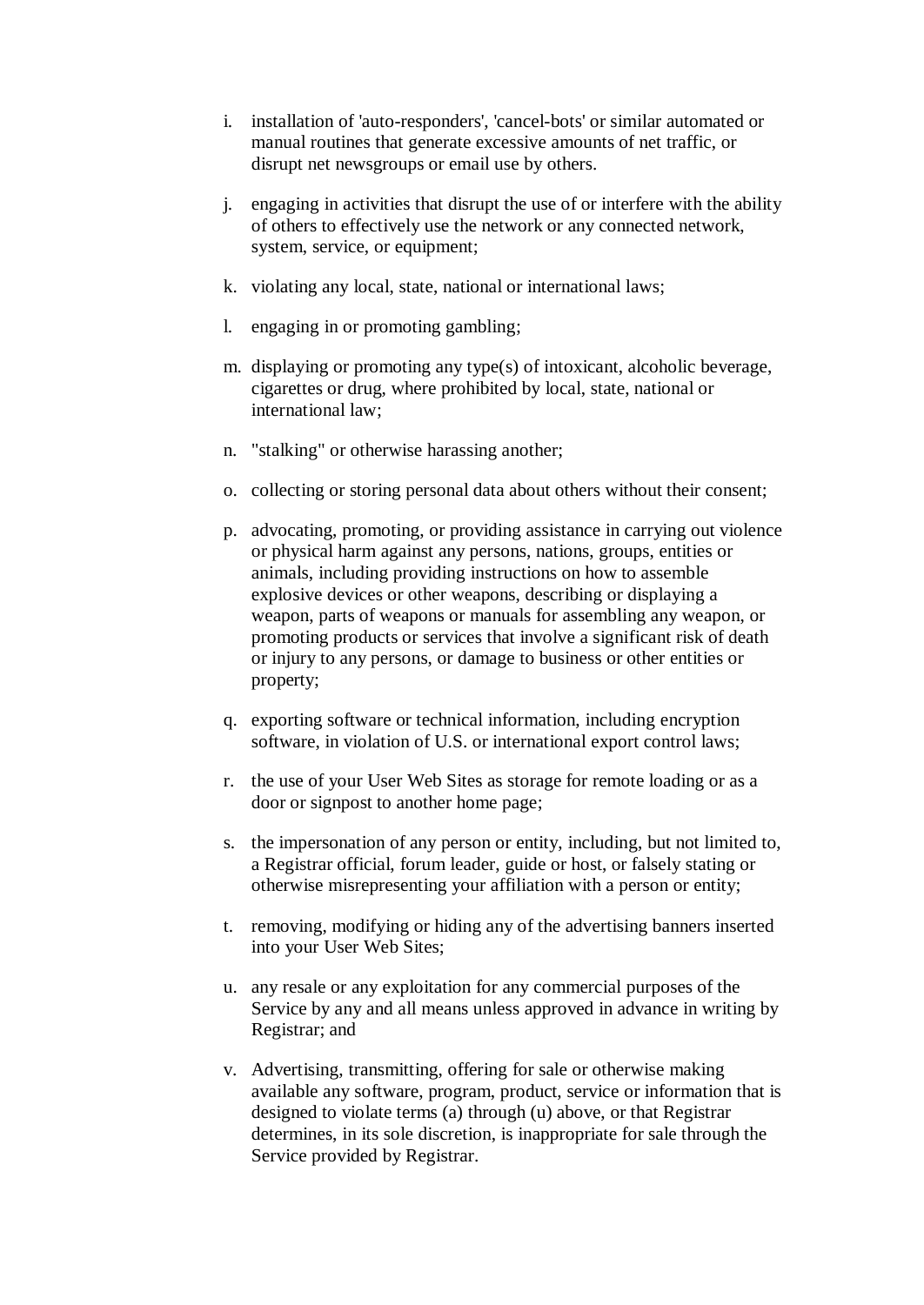i. installation of 'auto-responders', 'cancel-bots' or similar automated or manual routines that generate excessive amounts of net traffic, or disrupt net newsgroups or email use by others.

j. engaging in activities that disrupt the use of or interfere with the ability of others to effectively use the network or any connected network, system, service, or equipment;

k. violating any local, state, national or international laws;

l. engaging in or promoting gambling;

m. displaying or promoting any type(s) of intoxicant, alcoholic beverage, cigarettes or drug, where prohibited by local, state, national or international law;

n. "stalking" or otherwise harassing another;

o. collecting or storing personal data about others without their consent;

p. advocating, promoting, or providing assistance in carrying out violence or physical harm against any persons, nations, groups, entities or animals, including providing instructions on how to assemble explosive devices or other weapons, describing or displaying a weapon, parts of weapons or manuals for assembling any weapon, or promoting products or services that involve a significant risk of death or injury to any persons, or damage to business or other entities or property;

q. exporting software or technical information, including encryption software, in violation of U.S. or international export control laws;

r. the use of your User Web Sites as storage for remote loading or as a door or signpost to another home page;

s. the impersonation of any person or entity, including, but not limited to, a Registrar official, forum leader, guide or host, or falsely stating or otherwise misrepresenting your affiliation with a person or entity;

t. removing, modifying or hiding any of the advertising banners inserted into your User Web Sites;

u. any resale or any exploitation for any commercial purposes of the Service by any and all means unless approved in advance in writing by Registrar; and

v. Advertising, transmitting, offering for sale or otherwise making available any software, program, product, service or information that is designed to violate terms (a) through (u) above, or that Registrar determines, in its sole discretion, is inappropriate for sale through the Service provided by Registrar.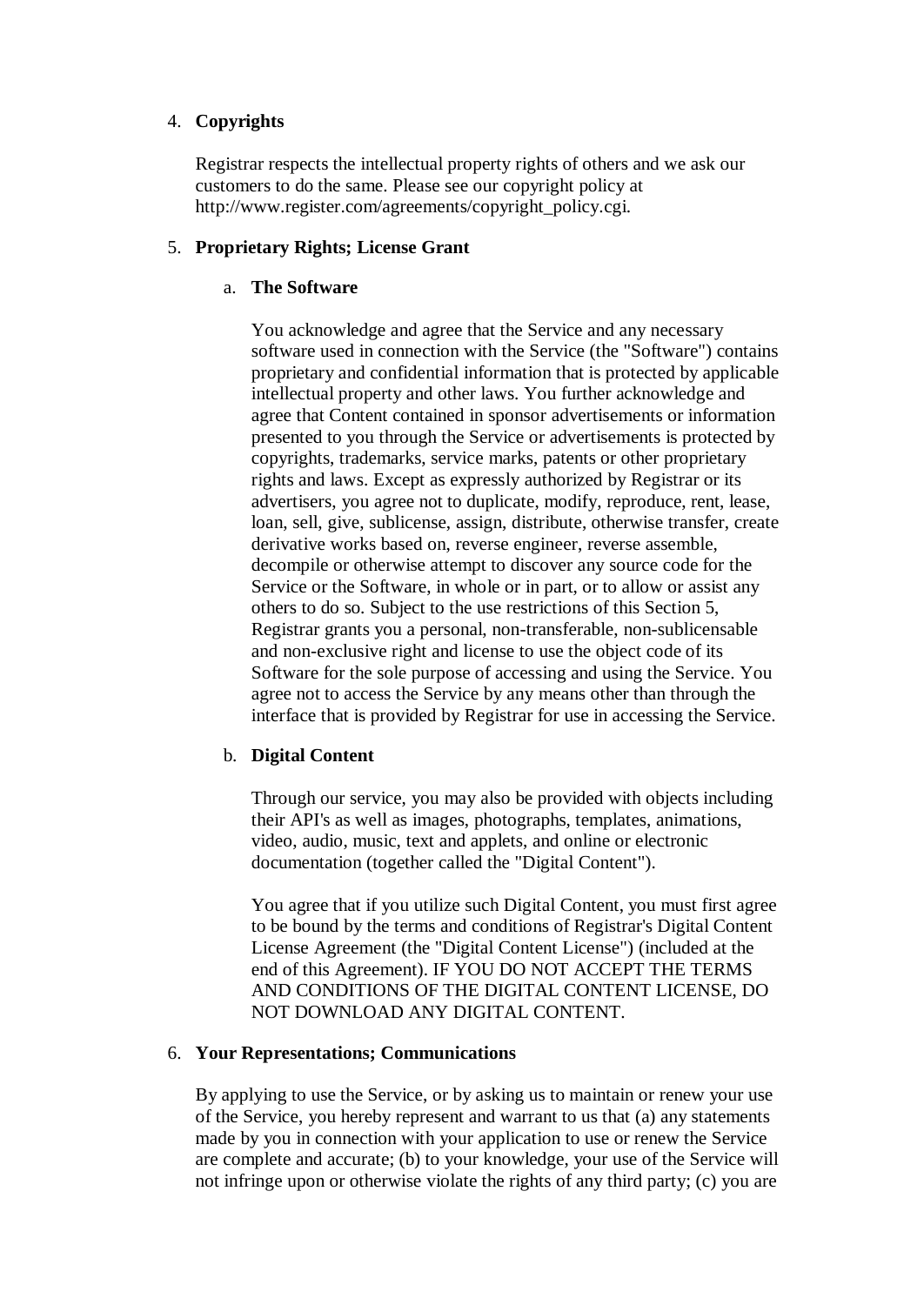4. **Copyrights**

   Registrar respects the intellectual property rights of others and we ask our customers to do the same. Please see our copyright policy at http://www.register.com/agreements/copyright_policy.cgi.

5. **Proprietary Rights; License Grant**

   a. **The Software**

      You acknowledge and agree that the Service and any necessary software used in connection with the Service (the "Software") contains proprietary and confidential information that is protected by applicable intellectual property and other laws. You further acknowledge and agree that Content contained in sponsor advertisements or information presented to you through the Service or advertisements is protected by copyrights, trademarks, service marks, patents or other proprietary rights and laws. Except as expressly authorized by Registrar or its advertisers, you agree not to duplicate, modify, reproduce, rent, lease, loan, sell, give, sublicense, assign, distribute, otherwise transfer, create derivative works based on, reverse engineer, reverse assemble, decompile or otherwise attempt to discover any source code for the Service or the Software, in whole or in part, or to allow or assist any others to do so. Subject to the use restrictions of this Section 5, Registrar grants you a personal, non-transferable, non-sublicensable and non-exclusive right and license to use the object code of its Software for the sole purpose of accessing and using the Service. You agree not to access the Service by any means other than through the interface that is provided by Registrar for use in accessing the Service.

   b. **Digital Content**

      Through our service, you may also be provided with objects including their API's as well as images, photographs, templates, animations, video, audio, music, text and applets, and online or electronic documentation (together called the "Digital Content").

      You agree that if you utilize such Digital Content, you must first agree to be bound by the terms and conditions of Registrar's Digital Content License Agreement (the "Digital Content License") (included at the end of this Agreement). IF YOU DO NOT ACCEPT THE TERMS AND CONDITIONS OF THE DIGITAL CONTENT LICENSE, DO NOT DOWNLOAD ANY DIGITAL CONTENT.

6. **Your Representations; Communications**

   By applying to use the Service, or by asking us to maintain or renew your use of the Service, you hereby represent and warrant to us that (a) any statements made by you in connection with your application to use or renew the Service are complete and accurate; (b) to your knowledge, your use of the Service will not infringe upon or otherwise violate the rights of any third party; (c) you are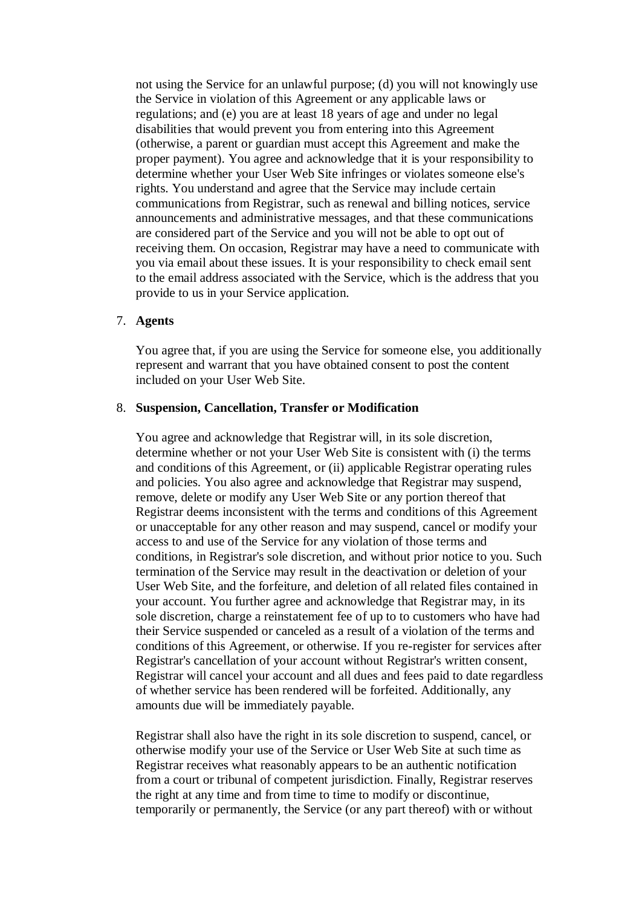not using the Service for an unlawful purpose; (d) you will not knowingly use the Service in violation of this Agreement or any applicable laws or regulations; and (e) you are at least 18 years of age and under no legal disabilities that would prevent you from entering into this Agreement (otherwise, a parent or guardian must accept this Agreement and make the proper payment). You agree and acknowledge that it is your responsibility to determine whether your User Web Site infringes or violates someone else's rights. You understand and agree that the Service may include certain communications from Registrar, such as renewal and billing notices, service announcements and administrative messages, and that these communications are considered part of the Service and you will not be able to opt out of receiving them. On occasion, Registrar may have a need to communicate with you via email about these issues. It is your responsibility to check email sent to the email address associated with the Service, which is the address that you provide to us in your Service application.

7. **Agents**

   You agree that, if you are using the Service for someone else, you additionally represent and warrant that you have obtained consent to post the content included on your User Web Site.

8. **Suspension, Cancellation, Transfer or Modification**

   You agree and acknowledge that Registrar will, in its sole discretion, determine whether or not your User Web Site is consistent with (i) the terms and conditions of this Agreement, or (ii) applicable Registrar operating rules and policies. You also agree and acknowledge that Registrar may suspend, remove, delete or modify any User Web Site or any portion thereof that Registrar deems inconsistent with the terms and conditions of this Agreement or unacceptable for any other reason and may suspend, cancel or modify your access to and use of the Service for any violation of those terms and conditions, in Registrar's sole discretion, and without prior notice to you. Such termination of the Service may result in the deactivation or deletion of your User Web Site, and the forfeiture, and deletion of all related files contained in your account. You further agree and acknowledge that Registrar may, in its sole discretion, charge a reinstatement fee of up to to customers who have had their Service suspended or canceled as a result of a violation of the terms and conditions of this Agreement, or otherwise. If you re-register for services after Registrar's cancellation of your account without Registrar's written consent, Registrar will cancel your account and all dues and fees paid to date regardless of whether service has been rendered will be forfeited. Additionally, any amounts due will be immediately payable.

   Registrar shall also have the right in its sole discretion to suspend, cancel, or otherwise modify your use of the Service or User Web Site at such time as Registrar receives what reasonably appears to be an authentic notification from a court or tribunal of competent jurisdiction. Finally, Registrar reserves the right at any time and from time to time to modify or discontinue, temporarily or permanently, the Service (or any part thereof) with or without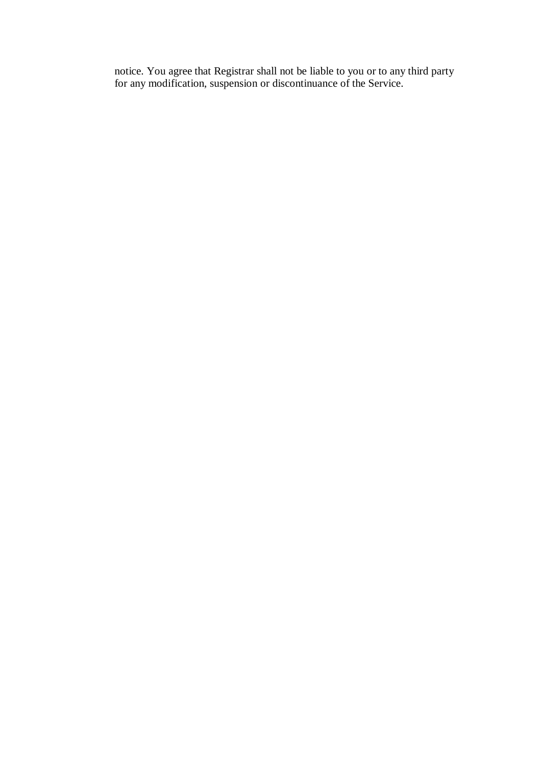notice. You agree that Registrar shall not be liable to you or to any third party for any modification, suspension or discontinuance of the Service.